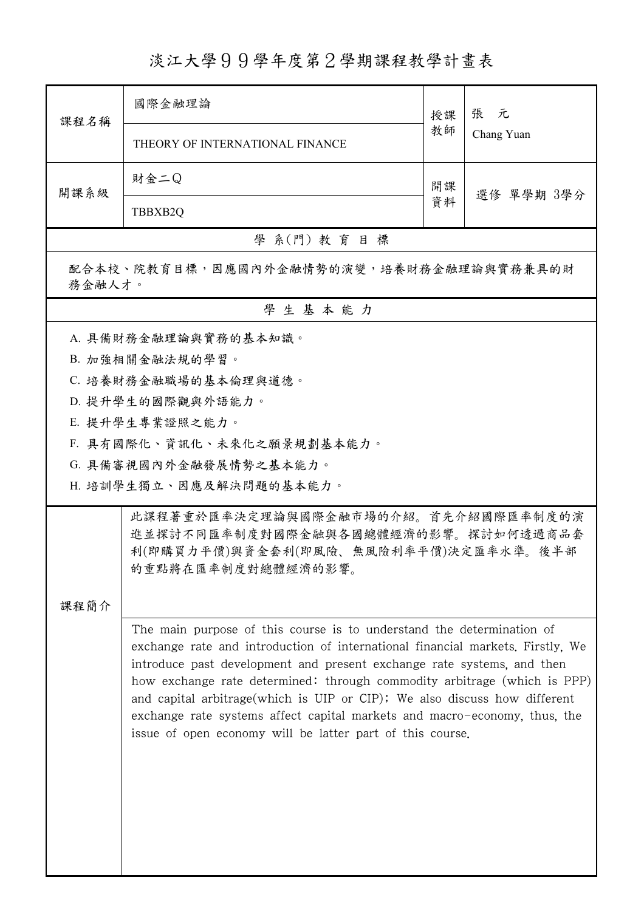# 淡江大學９９學年度第２學期課程教學計畫表

| 課程名稱 | 國際金融理論 | 授課教師 | 張　元 |
| --- | --- | --- | --- |
| | THEORY OF INTERNATIONAL FINANCE | | Chang Yuan |
| 開課系級 | 財金二Q | 開課資料 | 選修 單學期 3學分 |
| | TBBXB2Q | | |

## 學 系(門) 教 育 目 標

配合本校、院教育目標，因應國內外金融情勢的演變，培養財務金融理論與實務兼具的財務金融人才。

## 學 生 基 本 能 力

A. 具備財務金融理論與實務的基本知識。
B. 加強相關金融法規的學習。
C. 培養財務金融職場的基本倫理與道德。
D. 提升學生的國際觀與外語能力。
E. 提升學生專業證照之能力。
F. 具有國際化、資訊化、未來化之願景規劃基本能力。
G. 具備審視國內外金融發展情勢之基本能力。
H. 培訓學生獨立、因應及解決問題的基本能力。

## 課程簡介

此課程著重於匯率決定理論與國際金融市場的介紹。首先介紹國際匯率制度的演進並探討不同匯率制度對國際金融與各國總體經濟的影響。探討如何透過商品套利(即購買力平價)與資金套利(即風險、無風險利率平價)決定匯率水準。後半部的重點將在匯率制度對總體經濟的影響。

The main purpose of this course is to understand the determination of exchange rate and introduction of international financial markets. Firstly, We introduce past development and present exchange rate systems, and then how exchange rate determined: through commodity arbitrage (which is PPP) and capital arbitrage(which is UIP or CIP); We also discuss how different exchange rate systems affect capital markets and macro-economy, thus, the issue of open economy will be latter part of this course.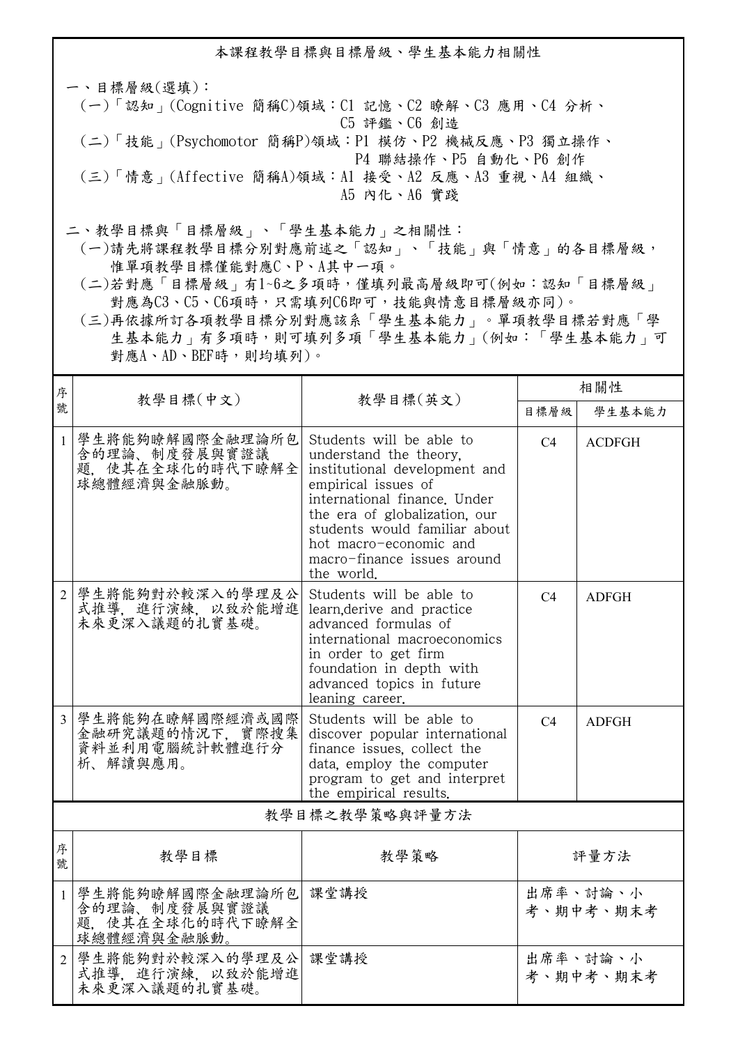## 本課程教學目標與目標層級、學生基本能力相關性

一、目標層級(選填)：

(一)「認知」(Cognitive 簡稱C)領域：C1 記憶、C2 瞭解、C3 應用、C4 分析、C5 評鑑、C6 創造

(二)「技能」(Psychomotor 簡稱P)領域：P1 模仿、P2 機械反應、P3 獨立操作、P4 聯結操作、P5 自動化、P6 創作

(三)「情意」(Affective 簡稱A)領域：A1 接受、A2 反應、A3 重視、A4 組織、A5 內化、A6 實踐

二、教學目標與「目標層級」、「學生基本能力」之相關性：

(一)請先將課程教學目標分別對應前述之「認知」、「技能」與「情意」的各目標層級，惟單項教學目標僅能對應C、P、A其中一項。

(二)若對應「目標層級」有1~6之多項時，僅填列最高層級即可(例如：認知「目標層級」對應為C3、C5、C6項時，只需填列C6即可，技能與情意目標層級亦同)。

(三)再依據所訂各項教學目標分別對應該系「學生基本能力」。單項教學目標若對應「學生基本能力」有多項時，則可填列多項「學生基本能力」(例如：「學生基本能力」可對應A、AD、BEF時，則均填列)。

| 序號 | 教學目標(中文) | 教學目標(英文) | 相關性 | |
|---|---|---|---|---|
| | | | 目標層級 | 學生基本能力 |
| 1 | 學生將能夠瞭解國際金融理論所包含的理論、制度發展與實證議題，使其在全球化的時代下瞭解全球總體經濟與金融脈動。 | Students will be able to understand the theory, institutional development and empirical issues of international finance. Under the era of globalization, our students would familiar about hot macro-economic and macro-finance issues around the world. | C4 | ACDFGH |
| 2 | 學生將能夠對於較深入的學理及公式推導，進行演練，以致於能增進未來更深入議題的扎實基礎。 | Students will be able to learn,derive and practice advanced formulas of international macroeconomics in order to get firm foundation in depth with advanced topics in future leaning career. | C4 | ADFGH |
| 3 | 學生將能夠在瞭解國際經濟或國際金融研究議題的情況下，實際搜集資料並利用電腦統計軟體進行分析、解讀與應用。 | Students will be able to discover popular international finance issues, collect the data, employ the computer program to get and interpret the empirical results. | C4 | ADFGH |

## 教學目標之教學策略與評量方法

| 序號 | 教學目標 | 教學策略 | 評量方法 |
|---|---|---|---|
| 1 | 學生將能夠瞭解國際金融理論所包含的理論、制度發展與實證議題，使其在全球化的時代下瞭解全球總體經濟與金融脈動。 | 課堂講授 | 出席率、討論、小考、期中考、期末考 |
| 2 | 學生將能夠對於較深入的學理及公式推導，進行演練，以致於能增進未來更深入議題的扎實基礎。 | 課堂講授 | 出席率、討論、小考、期中考、期末考 |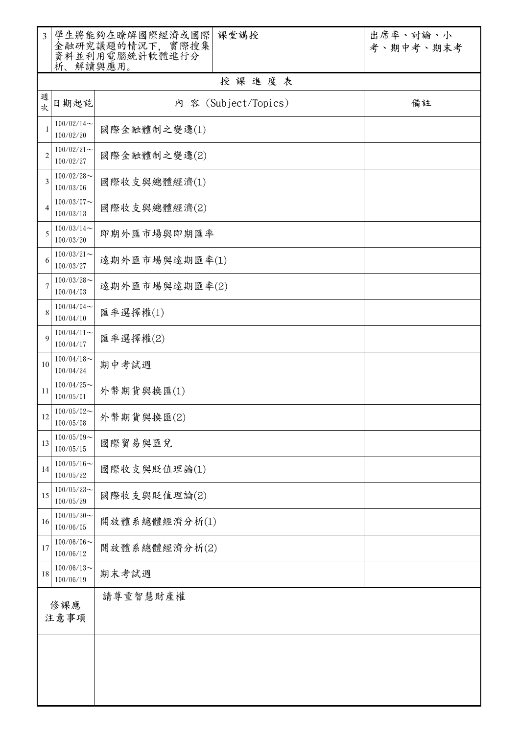| 3 | 學生將能夠在瞭解國際經濟或國際金融研究議題的情況下，實際搜集資料並利用電腦統計軟體進行分析、解讀與應用。 | 課堂講授 | 出席率、討論、小考、期中考、期末考 |
|---|---|---|---|

**授 課 進 度 表**

| 週次 | 日期起訖 | 內 容 (Subject/Topics) | 備註 |
|---|---|---|---|
| 1 | 100/02/14～100/02/20 | 國際金融體制之變遷(1) | |
| 2 | 100/02/21～100/02/27 | 國際金融體制之變遷(2) | |
| 3 | 100/02/28～100/03/06 | 國際收支與總體經濟(1) | |
| 4 | 100/03/07～100/03/13 | 國際收支與總體經濟(2) | |
| 5 | 100/03/14～100/03/20 | 即期外匯市場與即期匯率 | |
| 6 | 100/03/21～100/03/27 | 遠期外匯市場與遠期匯率(1) | |
| 7 | 100/03/28～100/04/03 | 遠期外匯市場與遠期匯率(2) | |
| 8 | 100/04/04～100/04/10 | 匯率選擇權(1) | |
| 9 | 100/04/11～100/04/17 | 匯率選擇權(2) | |
| 10 | 100/04/18～100/04/24 | 期中考試週 | |
| 11 | 100/04/25～100/05/01 | 外幣期貨與換匯(1) | |
| 12 | 100/05/02～100/05/08 | 外幣期貨與換匯(2) | |
| 13 | 100/05/09～100/05/15 | 國際貿易與匯兌 | |
| 14 | 100/05/16～100/05/22 | 國際收支與貶值理論(1) | |
| 15 | 100/05/23～100/05/29 | 國際收支與貶值理論(2) | |
| 16 | 100/05/30～100/06/05 | 開放體系總體經濟分析(1) | |
| 17 | 100/06/06～100/06/12 | 開放體系總體經濟分析(2) | |
| 18 | 100/06/13～100/06/19 | 期末考試週 | |

| 修課應注意事項 | 請尊重智慧財產權 |
|---|---|
| | |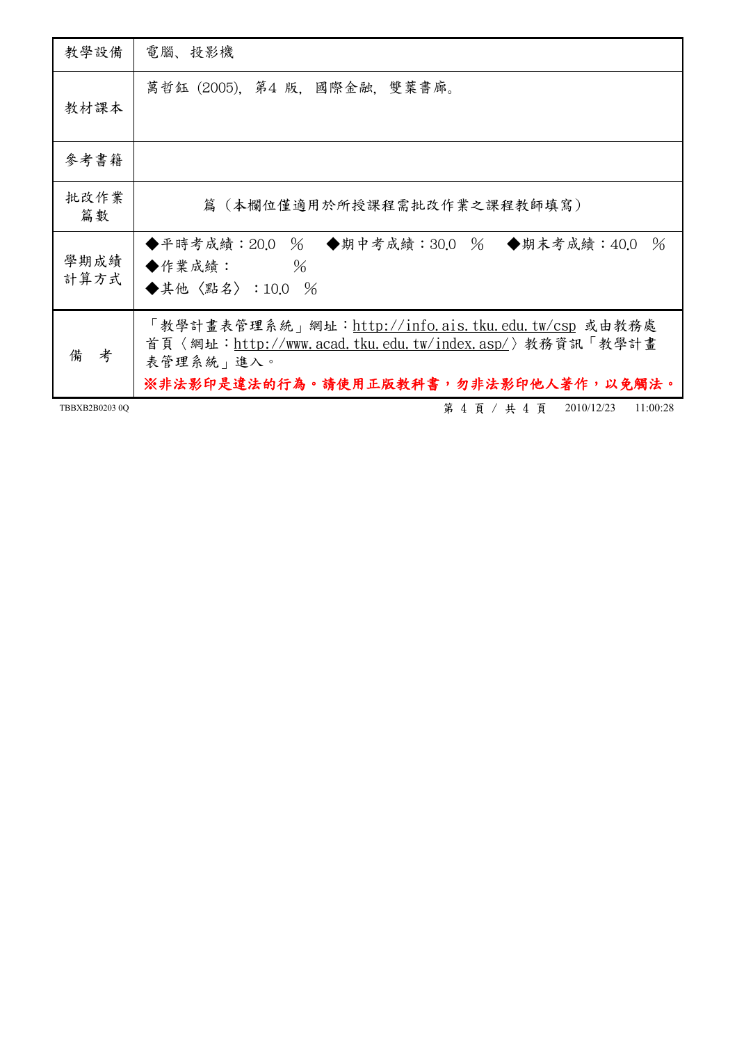| | |
|---|---|
| 教學設備 | 電腦、投影機 |
| 教材課本 | 萬哲鈺 (2005), 第4 版, 國際金融, 雙葉書廊。 |
| 參考書籍 | |
| 批改作業篇數 | 篇（本欄位僅適用於所授課程需批改作業之課程教師填寫） |
| 學期成績計算方式 | ◆平時考成績：20.0 ％　◆期中考成績：30.0 ％　◆期末考成績：40.0 ％<br>◆作業成績：　％<br>◆其他〈點名〉：10.0 ％ |
| 備　考 | 「教學計畫表管理系統」網址：http://info.ais.tku.edu.tw/csp 或由教務處首頁〈網址：http://www.acad.tku.edu.tw/index.asp/〉教務資訊「教學計畫表管理系統」進入。<br>**※非法影印是違法的行為。請使用正版教科書，勿非法影印他人著作，以免觸法。** |

TBBXB2B0203 0Q